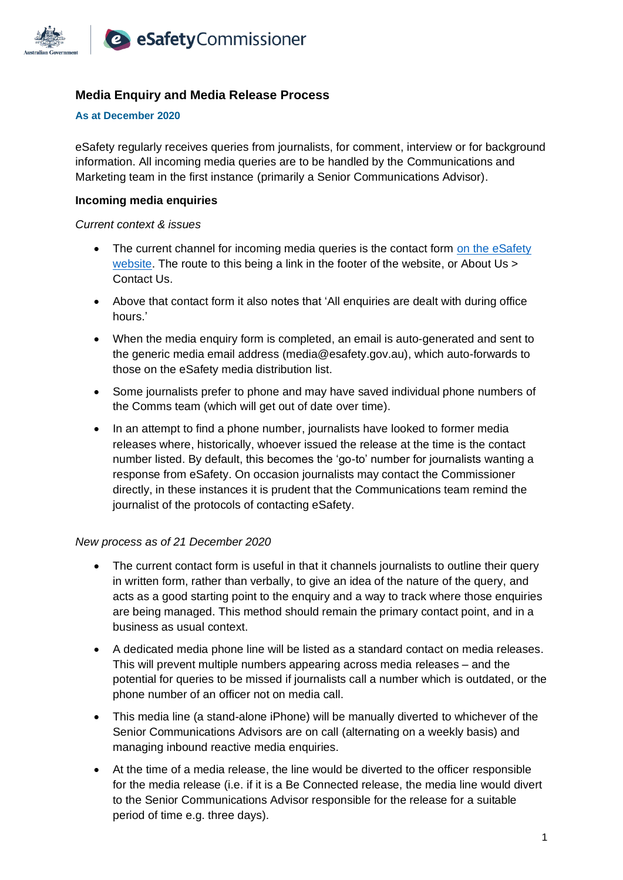## Media Enquiry and Media Release Process

**As at December 2020**

eSafety regularly receives queries from journalists, for comment, interview or for background information. All incoming media queries are to be handled by the Communications and Marketing team in the first instance (primarily a Senior Communications Advisor).

### Incoming media enquiries

*Current context & issues*

- The current channel for incoming media queries is the contact form [on the eSafety website]. The route to this being a link in the footer of the website, or About Us > Contact Us.
- Above that contact form it also notes that 'All enquiries are dealt with during office hours.'
- When the media enquiry form is completed, an email is auto-generated and sent to the generic media email address (media@esafety.gov.au), which auto-forwards to those on the eSafety media distribution list.
- Some journalists prefer to phone and may have saved individual phone numbers of the Comms team (which will get out of date over time).
- In an attempt to find a phone number, journalists have looked to former media releases where, historically, whoever issued the release at the time is the contact number listed. By default, this becomes the 'go-to' number for journalists wanting a response from eSafety. On occasion journalists may contact the Commissioner directly, in these instances it is prudent that the Communications team remind the journalist of the protocols of contacting eSafety.

*New process as of 21 December 2020*

- The current contact form is useful in that it channels journalists to outline their query in written form, rather than verbally, to give an idea of the nature of the query, and acts as a good starting point to the enquiry and a way to track where those enquiries are being managed. This method should remain the primary contact point, and in a business as usual context.
- A dedicated media phone line will be listed as a standard contact on media releases. This will prevent multiple numbers appearing across media releases – and the potential for queries to be missed if journalists call a number which is outdated, or the phone number of an officer not on media call.
- This media line (a stand-alone iPhone) will be manually diverted to whichever of the Senior Communications Advisors are on call (alternating on a weekly basis) and managing inbound reactive media enquiries.
- At the time of a media release, the line would be diverted to the officer responsible for the media release (i.e. if it is a Be Connected release, the media line would divert to the Senior Communications Advisor responsible for the release for a suitable period of time e.g. three days).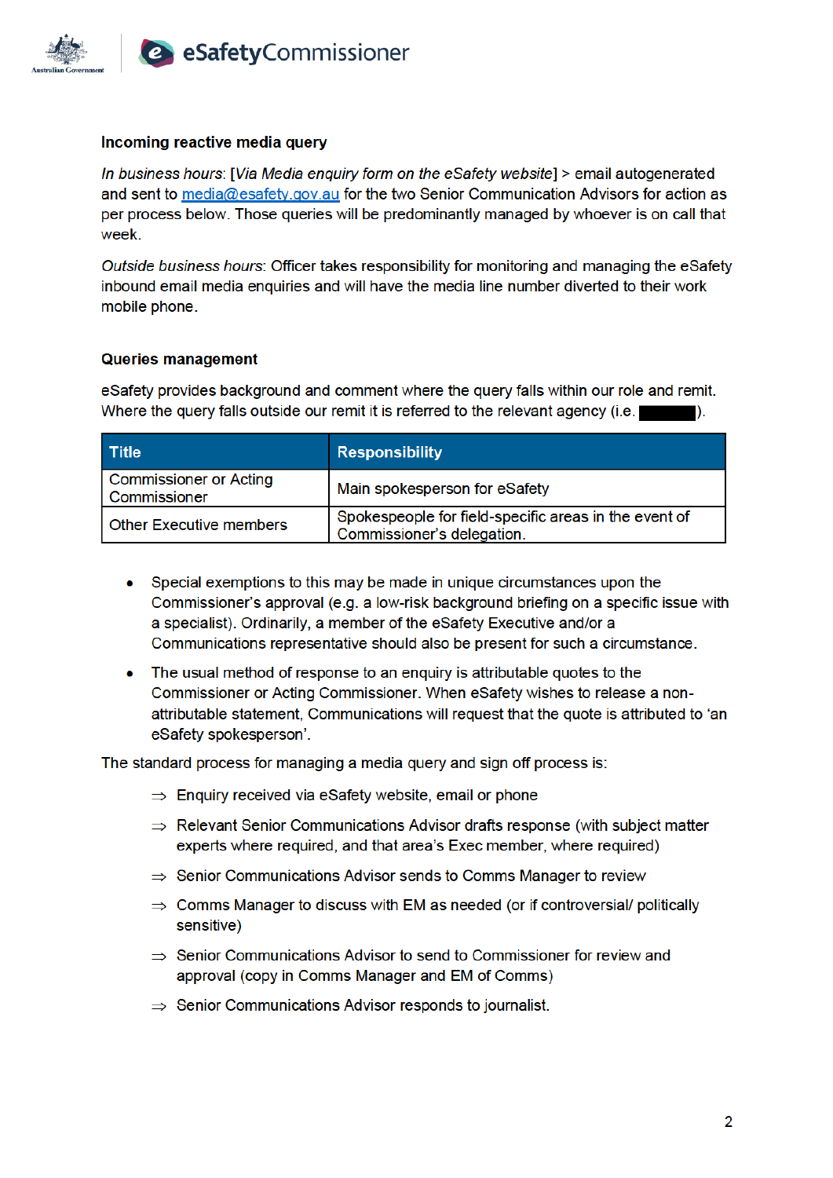**Incoming reactive media query**

*In business hours*: [*Via Media enquiry form on the eSafety website*] > email autogenerated and sent to media@esafety.gov.au for the two Senior Communication Advisors for action as per process below. Those queries will be predominantly managed by whoever is on call that week.

*Outside business hours*: Officer takes responsibility for monitoring and managing the eSafety inbound email media enquiries and will have the media line number diverted to their work mobile phone.

**Queries management**

eSafety provides background and comment where the query falls within our role and remit. Where the query falls outside our remit it is referred to the relevant agency (i.e. ██████).

| Title | Responsibility |
| --- | --- |
| Commissioner or Acting Commissioner | Main spokesperson for eSafety |
| Other Executive members | Spokespeople for field-specific areas in the event of Commissioner's delegation. |

- Special exemptions to this may be made in unique circumstances upon the Commissioner's approval (e.g. a low-risk background briefing on a specific issue with a specialist). Ordinarily, a member of the eSafety Executive and/or a Communications representative should also be present for such a circumstance.
- The usual method of response to an enquiry is attributable quotes to the Commissioner or Acting Commissioner. When eSafety wishes to release a non-attributable statement, Communications will request that the quote is attributed to 'an eSafety spokesperson'.

The standard process for managing a media query and sign off process is:

- ⇒ Enquiry received via eSafety website, email or phone
- ⇒ Relevant Senior Communications Advisor drafts response (with subject matter experts where required, and that area's Exec member, where required)
- ⇒ Senior Communications Advisor sends to Comms Manager to review
- ⇒ Comms Manager to discuss with EM as needed (or if controversial/ politically sensitive)
- ⇒ Senior Communications Advisor to send to Commissioner for review and approval (copy in Comms Manager and EM of Comms)
- ⇒ Senior Communications Advisor responds to journalist.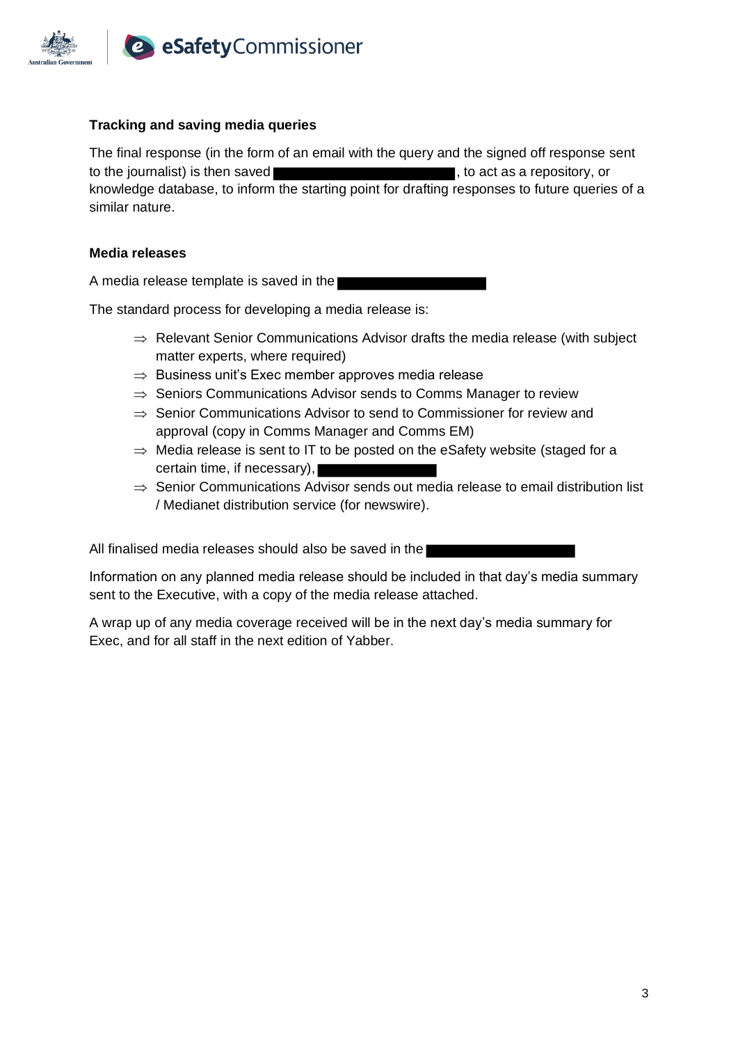### Tracking and saving media queries

The final response (in the form of an email with the query and the signed off response sent to the journalist) is then saved ██████████████████, to act as a repository, or knowledge database, to inform the starting point for drafting responses to future queries of a similar nature.

### Media releases

A media release template is saved in the ███████████████

The standard process for developing a media release is:

- ⇒ Relevant Senior Communications Advisor drafts the media release (with subject matter experts, where required)
- ⇒ Business unit's Exec member approves media release
- ⇒ Seniors Communications Advisor sends to Comms Manager to review
- ⇒ Senior Communications Advisor to send to Commissioner for review and approval (copy in Comms Manager and Comms EM)
- ⇒ Media release is sent to IT to be posted on the eSafety website (staged for a certain time, if necessary), ████████████
- ⇒ Senior Communications Advisor sends out media release to email distribution list / Medianet distribution service (for newswire).

All finalised media releases should also be saved in the ███████████████

Information on any planned media release should be included in that day's media summary sent to the Executive, with a copy of the media release attached.

A wrap up of any media coverage received will be in the next day's media summary for Exec, and for all staff in the next edition of Yabber.